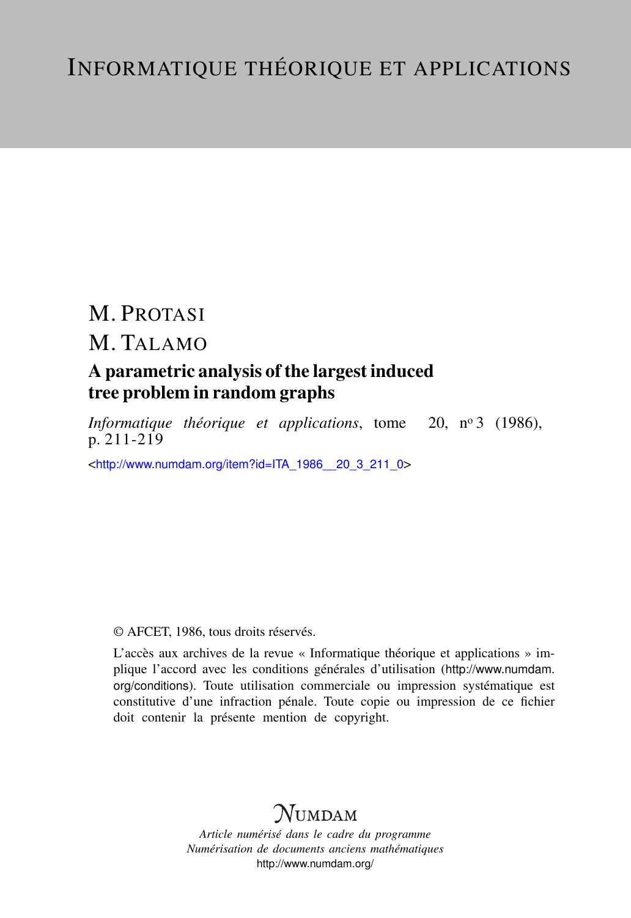# Informatique théorique et applications

M. Protasi

M. Talamo

## A parametric analysis of the largest induced tree problem in random graphs

*Informatique théorique et applications*, tome 20, n[o] 3 (1986), p. 211-219

<http://www.numdam.org/item?id=ITA_1986__20_3_211_0>

© AFCET, 1986, tous droits réservés.

L'accès aux archives de la revue « Informatique théorique et applications » implique l'accord avec les conditions générales d'utilisation (http://www.numdam.org/conditions). Toute utilisation commerciale ou impression systématique est constitutive d'une infraction pénale. Toute copie ou impression de ce fichier doit contenir la présente mention de copyright.

NUMDAM

*Article numérisé dans le cadre du programme*
*Numérisation de documents anciens mathématiques*
http://www.numdam.org/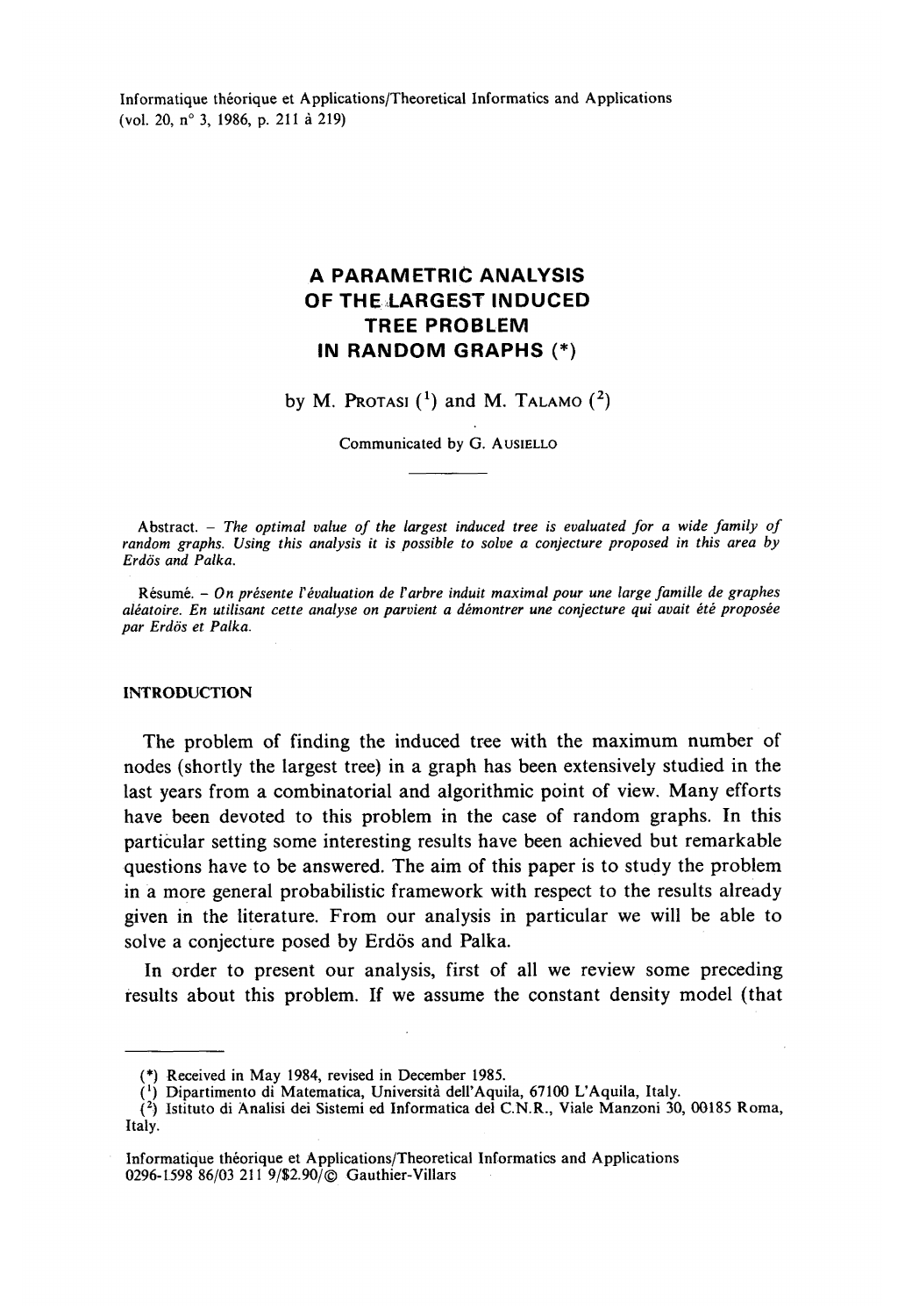Informatique théorique et Applications/Theoretical Informatics and Applications
(vol. 20, n° 3, 1986, p. 211 à 219)

# A PARAMETRIC ANALYSIS OF THE LARGEST INDUCED TREE PROBLEM IN RANDOM GRAPHS (*)

by M. PROTASI ([1]) and M. TALAMO ([2])

Communicated by G. AUSIELLO

Abstract. – *The optimal value of the largest induced tree is evaluated for a wide family of random graphs. Using this analysis it is possible to solve a conjecture proposed in this area by Erdös and Palka.*

Résumé. – *On présente l'évaluation de l'arbre induit maximal pour une large famille de graphes aléatoire. En utilisant cette analyse on parvient a démontrer une conjecture qui avait été proposée par Erdös et Palka.*

## INTRODUCTION

The problem of finding the induced tree with the maximum number of nodes (shortly the largest tree) in a graph has been extensively studied in the last years from a combinatorial and algorithmic point of view. Many efforts have been devoted to this problem in the case of random graphs. In this particular setting some interesting results have been achieved but remarkable questions have to be answered. The aim of this paper is to study the problem in a more general probabilistic framework with respect to the results already given in the literature. From our analysis in particular we will be able to solve a conjecture posed by Erdös and Palka.

In order to present our analysis, first of all we review some preceding results about this problem. If we assume the constant density model (that

---

(*) Received in May 1984, revised in December 1985.

([1]) Dipartimento di Matematica, Università dell'Aquila, 67100 L'Aquila, Italy.

([2]) Istituto di Analisi dei Sistemi ed Informatica del C.N.R., Viale Manzoni 30, 00185 Roma, Italy.

Informatique théorique et Applications/Theoretical Informatics and Applications
0296-1598 86/03 211 9/$2.90/© Gauthier-Villars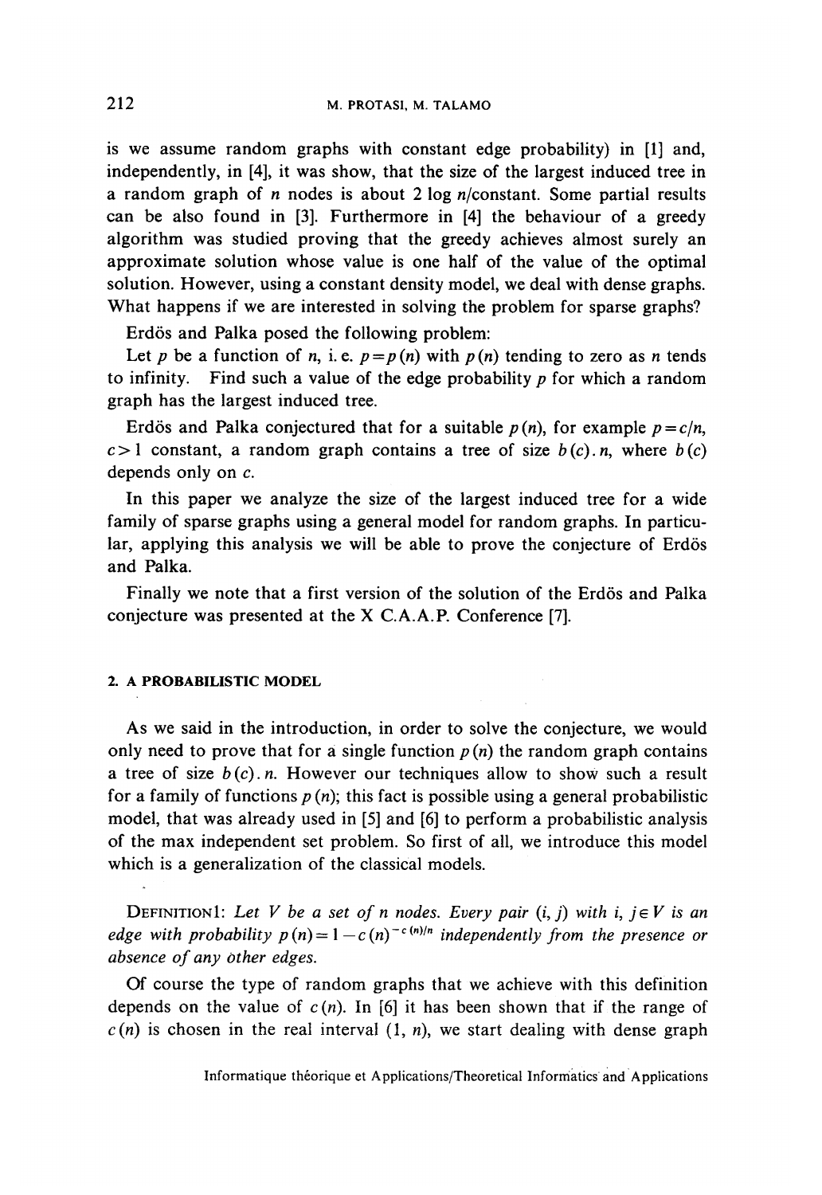is we assume random graphs with constant edge probability) in [1] and, independently, in [4], it was show, that the size of the largest induced tree in a random graph of $n$ nodes is about $2 \log n/\text{constant}$. Some partial results can be also found in [3]. Furthermore in [4] the behaviour of a greedy algorithm was studied proving that the greedy achieves almost surely an approximate solution whose value is one half of the value of the optimal solution. However, using a constant density model, we deal with dense graphs. What happens if we are interested in solving the problem for sparse graphs?

Erdös and Palka posed the following problem:

Let $p$ be a function of $n$, i. e. $p = p(n)$ with $p(n)$ tending to zero as $n$ tends to infinity. Find such a value of the edge probability $p$ for which a random graph has the largest induced tree.

Erdös and Palka conjectured that for a suitable $p(n)$, for example $p = c/n$, $c > 1$ constant, a random graph contains a tree of size $b(c).n$, where $b(c)$ depends only on $c$.

In this paper we analyze the size of the largest induced tree for a wide family of sparse graphs using a general model for random graphs. In particular, applying this analysis we will be able to prove the conjecture of Erdös and Palka.

Finally we note that a first version of the solution of the Erdös and Palka conjecture was presented at the X C.A.A.P. Conference [7].

## 2. A PROBABILISTIC MODEL

As we said in the introduction, in order to solve the conjecture, we would only need to prove that for a single function $p(n)$ the random graph contains a tree of size $b(c).n$. However our techniques allow to show such a result for a family of functions $p(n)$; this fact is possible using a general probabilistic model, that was already used in [5] and [6] to perform a probabilistic analysis of the max independent set problem. So first of all, we introduce this model which is a generalization of the classical models.

DEFINITION 1: *Let $V$ be a set of $n$ nodes. Every pair $(i, j)$ with $i, j \in V$ is an edge with probability $p(n) = 1 - c(n)^{-c(n)/n}$ independently from the presence or absence of any other edges.*

Of course the type of random graphs that we achieve with this definition depends on the value of $c(n)$. In [6] it has been shown that if the range of $c(n)$ is chosen in the real interval $(1, n)$, we start dealing with dense graph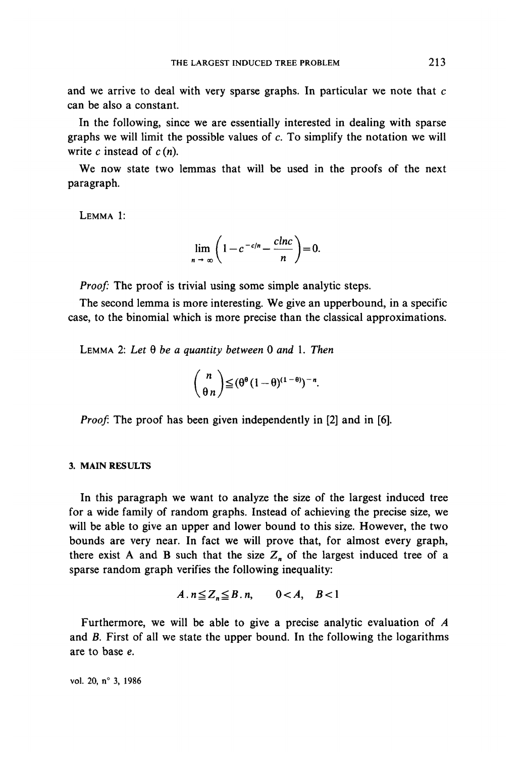and we arrive to deal with very sparse graphs. In particular we note that $c$ can be also a constant.

In the following, since we are essentially interested in dealing with sparse graphs we will limit the possible values of $c$. To simplify the notation we will write $c$ instead of $c(n)$.

We now state two lemmas that will be used in the proofs of the next paragraph.

LEMMA 1:

$$\lim_{n \to \infty} \left( 1 - c^{-c/n} - \frac{c \ln c}{n} \right) = 0.$$

*Proof:* The proof is trivial using some simple analytic steps.

The second lemma is more interesting. We give an upperbound, in a specific case, to the binomial which is more precise than the classical approximations.

LEMMA 2: *Let $\theta$ be a quantity between 0 and 1. Then*

$$\binom{n}{\theta n} \leqq (\theta^{\theta} (1-\theta)^{(1-\theta)})^{-n}.$$

*Proof:* The proof has been given independently in [2] and in [6].

## 3. MAIN RESULTS

In this paragraph we want to analyze the size of the largest induced tree for a wide family of random graphs. Instead of achieving the precise size, we will be able to give an upper and lower bound to this size. However, the two bounds are very near. In fact we will prove that, for almost every graph, there exist A and B such that the size $Z_n$ of the largest induced tree of a sparse random graph verifies the following inequality:

$$A.n \leqq Z_n \leqq B.n, \qquad 0 < A, \quad B < 1$$

Furthermore, we will be able to give a precise analytic evaluation of $A$ and $B$. First of all we state the upper bound. In the following the logarithms are to base $e$.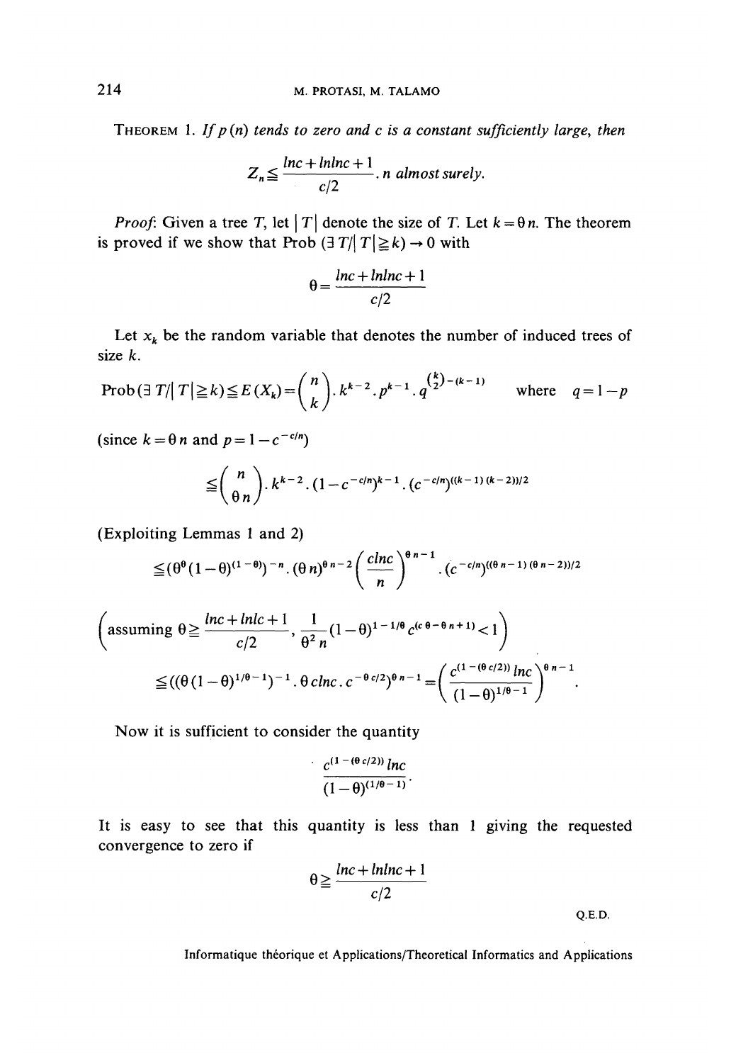THEOREM 1. *If $p(n)$ tends to zero and $c$ is a constant sufficiently large, then*

$$Z_n \leqq \frac{lnc + lnlnc + 1}{c/2} \cdot n \text{ almost surely.}$$

*Proof*: Given a tree $T$, let $|T|$ denote the size of $T$. Let $k = \theta n$. The theorem is proved if we show that Prob $(\exists T / |T| \geqq k) \to 0$ with

$$\theta = \frac{lnc + lnlnc + 1}{c/2}$$

Let $x_k$ be the random variable that denotes the number of induced trees of size $k$.

$$\text{Prob}(\exists T / |T| \geqq k) \leqq E(X_k) = \binom{n}{k} . k^{k-2} . p^{k-1} . q^{\binom{k}{2} - (k-1)} \quad \text{where} \quad q = 1 - p$$

(since $k = \theta n$ and $p = 1 - c^{-c/n}$)

$$\leqq \binom{n}{\theta n} . k^{k-2} . (1 - c^{-c/n})^{k-1} . (c^{-c/n})^{((k-1)(k-2))/2}$$

(Exploiting Lemmas 1 and 2)

$$\leqq (\theta^{\theta} (1-\theta)^{(1-\theta)})^{-n} . (\theta n)^{\theta n - 2} \left( \frac{clnc}{n} \right)^{\theta n - 1} . (c^{-c/n})^{((\theta n - 1)(\theta n - 2))/2}$$

$$\left( \text{assuming } \theta \geqq \frac{lnc + lnlc + 1}{c/2}, \ \frac{1}{\theta^2 n} (1-\theta)^{1 - 1/\theta} c^{(c\theta - \theta n + 1)} < 1 \right)$$

$$\leqq ((\theta (1-\theta)^{1/\theta - 1})^{-1} . \theta clnc . c^{-\theta c/2})^{\theta n - 1} = \left( \frac{c^{(1 - (\theta c/2))} lnc}{(1-\theta)^{1/\theta - 1}} \right)^{\theta n - 1} .$$

Now it is sufficient to consider the quantity

$$\frac{c^{(1 - (\theta c/2))} lnc}{(1-\theta)^{(1/\theta - 1)}} .$$

It is easy to see that this quantity is less than 1 giving the requested convergence to zero if

$$\theta \geqq \frac{lnc + lnlnc + 1}{c/2}$$

Q.E.D.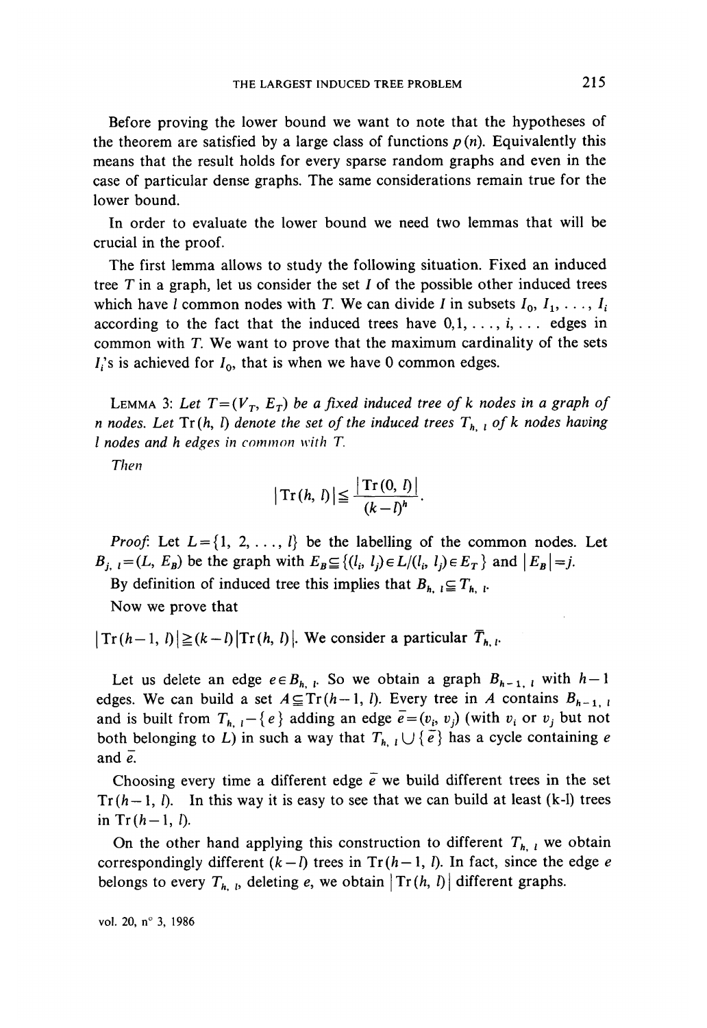Before proving the lower bound we want to note that the hypotheses of the theorem are satisfied by a large class of functions $p(n)$. Equivalently this means that the result holds for every sparse random graphs and even in the case of particular dense graphs. The same considerations remain true for the lower bound.

In order to evaluate the lower bound we need two lemmas that will be crucial in the proof.

The first lemma allows to study the following situation. Fixed an induced tree $T$ in a graph, let us consider the set $I$ of the possible other induced trees which have $l$ common nodes with $T$. We can divide $I$ in subsets $I_0, I_1, \ldots, I_i$ according to the fact that the induced trees have $0, 1, \ldots, i, \ldots$ edges in common with $T$. We want to prove that the maximum cardinality of the sets $I_i$'s is achieved for $I_0$, that is when we have 0 common edges.

LEMMA 3: *Let $T=(V_T, E_T)$ be a fixed induced tree of $k$ nodes in a graph of $n$ nodes. Let $\mathrm{Tr}(h, l)$ denote the set of the induced trees $T_{h,l}$ of $k$ nodes having $l$ nodes and $h$ edges in common with $T$.*

*Then*

$$|\mathrm{Tr}(h, l)| \leqq \frac{|\mathrm{Tr}(0, l)|}{(k-l)^h}.$$

*Proof*: Let $L=\{1, 2, \ldots, l\}$ be the labelling of the common nodes. Let $B_{j,l}=(L, E_B)$ be the graph with $E_B \subseteq \{(l_i, l_j) \in L / (l_i, l_j) \in E_T\}$ and $|E_B|=j$.

By definition of induced tree this implies that $B_{h,l} \subseteq T_{h,l}$.

Now we prove that

$|\mathrm{Tr}(h-1, l)| \geqq (k-l)|\mathrm{Tr}(h, l)|$. We consider a particular $\bar{T}_{h,l}$.

Let us delete an edge $e \in B_{h,l}$. So we obtain a graph $B_{h-1,l}$ with $h-1$ edges. We can build a set $A \subseteq \mathrm{Tr}(h-1, l)$. Every tree in $A$ contains $B_{h-1,l}$ and is built from $T_{h,l}-\{e\}$ adding an edge $\bar{e}=(v_i, v_j)$ (with $v_i$ or $v_j$ but not both belonging to $L$) in such a way that $T_{h,l} \cup \{\bar{e}\}$ has a cycle containing $e$ and $\bar{e}$.

Choosing every time a different edge $\bar{e}$ we build different trees in the set $\mathrm{Tr}(h-1, l)$. In this way it is easy to see that we can build at least (k-l) trees in $\mathrm{Tr}(h-1, l)$.

On the other hand applying this construction to different $T_{h,l}$ we obtain correspondingly different $(k-l)$ trees in $\mathrm{Tr}(h-1, l)$. In fact, since the edge $e$ belongs to every $T_{h,l}$, deleting $e$, we obtain $|\mathrm{Tr}(h, l)|$ different graphs.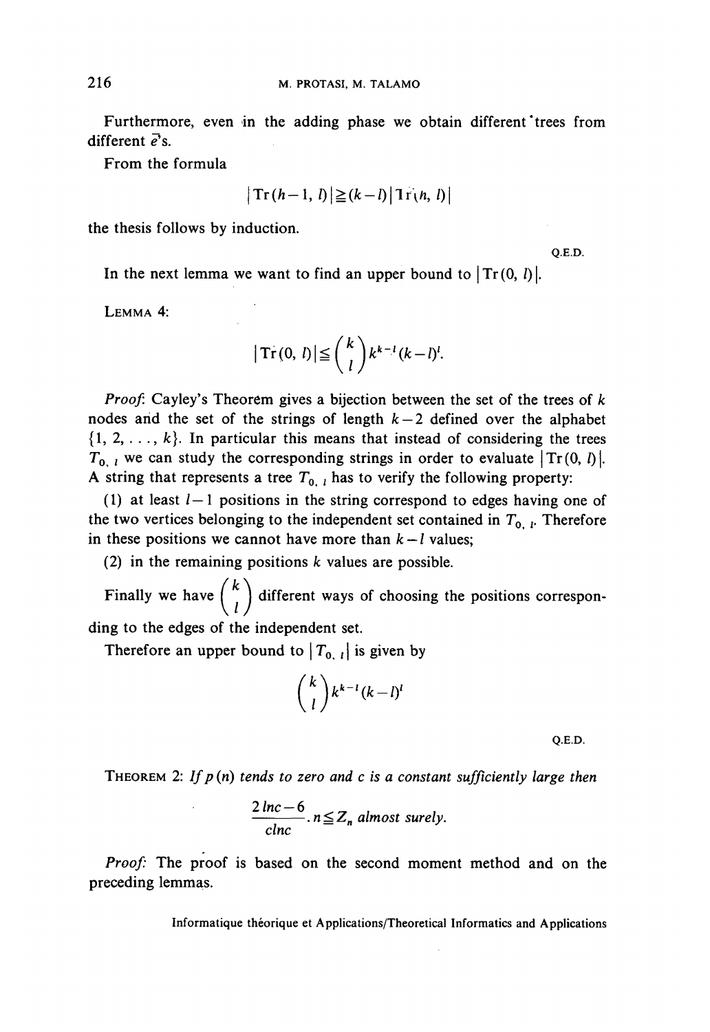Furthermore, even in the adding phase we obtain different trees from different $\vec{e}$'s.

From the formula

$$|\mathrm{Tr}(h-1, l)| \geqq (k-l) |\mathrm{Tr}(h, l)|$$

the thesis follows by induction.

Q.E.D.

In the next lemma we want to find an upper bound to $|\mathrm{Tr}(0, l)|$.

LEMMA 4:

$$|\mathrm{Tr}(0, l)| \leqq \binom{k}{l} k^{k-l} (k-l)^l.$$

*Proof*: Cayley's Theorem gives a bijection between the set of the trees of $k$ nodes and the set of the strings of length $k-2$ defined over the alphabet $\{1, 2, \ldots, k\}$. In particular this means that instead of considering the trees $T_{0, l}$ we can study the corresponding strings in order to evaluate $|\mathrm{Tr}(0, l)|$. A string that represents a tree $T_{0, l}$ has to verify the following property:

(1) at least $l-1$ positions in the string correspond to edges having one of the two vertices belonging to the independent set contained in $T_{0, l}$. Therefore in these positions we cannot have more than $k-l$ values;

(2) in the remaining positions $k$ values are possible.

Finally we have $\binom{k}{l}$ different ways of choosing the positions corresponding to the edges of the independent set.

Therefore an upper bound to $|T_{0, l}|$ is given by

$$\binom{k}{l} k^{k-l} (k-l)^l$$

Q.E.D.

THEOREM 2: *If $p(n)$ tends to zero and $c$ is a constant sufficiently large then*

$$\frac{2 \ln c - 6}{c \ln c} \cdot n \leqq Z_n \text{ almost surely.}$$

*Proof*: The proof is based on the second moment method and on the preceding lemmas.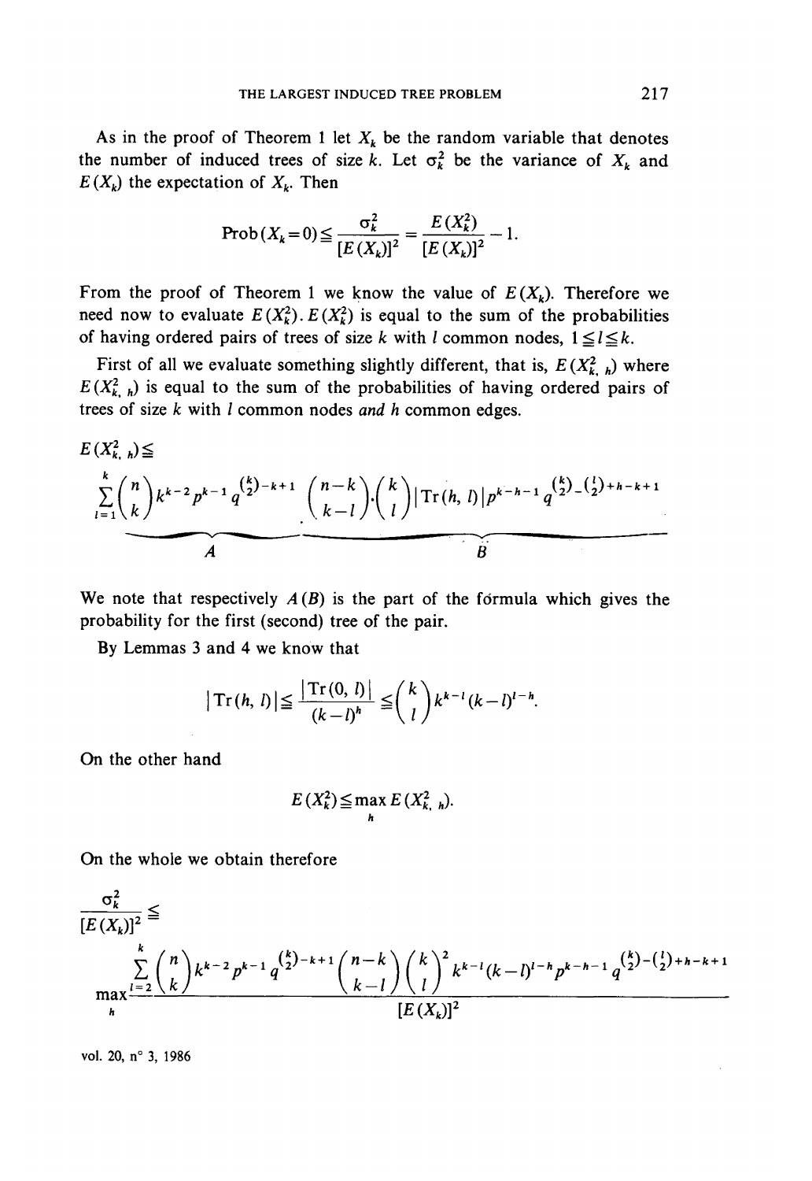As in the proof of Theorem 1 let $X_k$ be the random variable that denotes the number of induced trees of size $k$. Let $\sigma_k^2$ be the variance of $X_k$ and $E(X_k)$ the expectation of $X_k$. Then

$$\operatorname{Prob}(X_k=0) \leqq \frac{\sigma_k^2}{[E(X_k)]^2} = \frac{E(X_k^2)}{[E(X_k)]^2} - 1.$$

From the proof of Theorem 1 we know the value of $E(X_k)$. Therefore we need now to evaluate $E(X_k^2)$. $E(X_k^2)$ is equal to the sum of the probabilities of having ordered pairs of trees of size $k$ with $l$ common nodes, $1 \leqq l \leqq k$.

First of all we evaluate something slightly different, that is, $E(X_{k,h}^2)$ where $E(X_{k,h}^2)$ is equal to the sum of the probabilities of having ordered pairs of trees of size $k$ with $l$ common nodes *and* $h$ common edges.

$$E(X_{k,h}^2) \leqq \sum_{l=1}^{k} \underbrace{\binom{n}{k} k^{k-2} p^{k-1} q^{\binom{k}{2}-k+1}}_{A} \underbrace{\binom{n-k}{k-l}\cdot\binom{k}{l} |\operatorname{Tr}(h,l)| p^{k-h-1} q^{\binom{k}{2}-\binom{l}{2}+h-k+1}}_{B}$$

We note that respectively $A$ ($B$) is the part of the formula which gives the probability for the first (second) tree of the pair.

By Lemmas 3 and 4 we know that

$$|\operatorname{Tr}(h,l)| \leqq \frac{|\operatorname{Tr}(0,l)|}{(k-l)^h} \leqq \binom{k}{l} k^{k-l} (k-l)^{l-h}.$$

On the other hand

$$E(X_k^2) \leqq \max_h E(X_{k,h}^2).$$

On the whole we obtain therefore

$$\frac{\sigma_k^2}{[E(X_k)]^2} \leqq \max_h \frac{\displaystyle\sum_{l=2}^{k} \binom{n}{k} k^{k-2} p^{k-1} q^{\binom{k}{2}-k+1} \binom{n-k}{k-l} \binom{k}{l}^2 k^{k-l} (k-l)^{l-h} p^{k-h-1} q^{\binom{k}{2}-\binom{l}{2}+h-k+1}}{[E(X_k)]^2}$$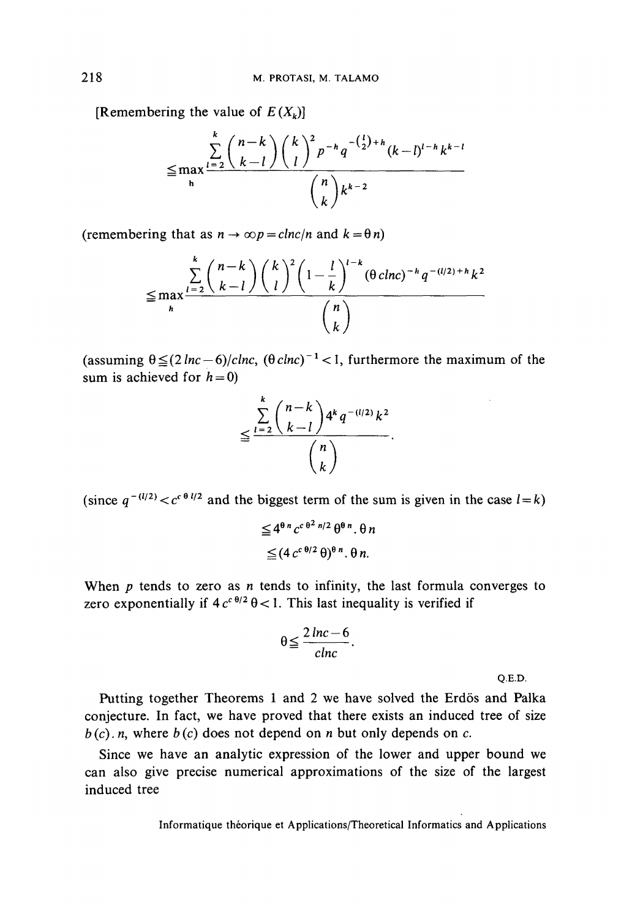[Remembering the value of $E(X_k)$]

$$\leq \max_h \frac{\sum_{l=2}^{k} \binom{n-k}{k-l} \binom{k}{l}^2 p^{-h} q^{-\binom{l}{2}+h} (k-l)^{l-h} k^{k-l}}{\binom{n}{k} k^{k-2}}$$

(remembering that as $n \to \infty p = c \ln c/n$ and $k = \theta n$)

$$\leq \max_h \frac{\sum_{l=2}^{k} \binom{n-k}{k-l} \binom{k}{l}^2 \left(1-\frac{l}{k}\right)^{l-k} (\theta c \ln c)^{-h} q^{-(l/2)+h} k^2}{\binom{n}{k}}$$

(assuming $\theta \leqq (2 \ln c - 6)/c \ln c$, $(\theta c \ln c)^{-1} < 1$, furthermore the maximum of the sum is achieved for $h = 0$)

$$\leqq \frac{\sum_{l=2}^{k} \binom{n-k}{k-l} 4^k q^{-(l/2)} k^2}{\binom{n}{k}}.$$

(since $q^{-(l/2)} < c^{c\,\theta\, l/2}$ and the biggest term of the sum is given in the case $l = k$)

$$\leqq 4^{\theta n} c^{c\,\theta^2 n/2} \theta^{\theta n} . \theta n$$

$$\leqq (4 c^{c\,\theta/2} \theta)^{\theta n} . \theta n.$$

When $p$ tends to zero as $n$ tends to infinity, the last formula converges to zero exponentially if $4 c^{c\,\theta/2} \theta < 1$. This last inequality is verified if

$$\theta \leqq \frac{2 \ln c - 6}{c \ln c}.$$

Q.E.D.

Putting together Theorems 1 and 2 we have solved the Erdös and Palka conjecture. In fact, we have proved that there exists an induced tree of size $b(c).n$, where $b(c)$ does not depend on $n$ but only depends on $c$.

Since we have an analytic expression of the lower and upper bound we can also give precise numerical approximations of the size of the largest induced tree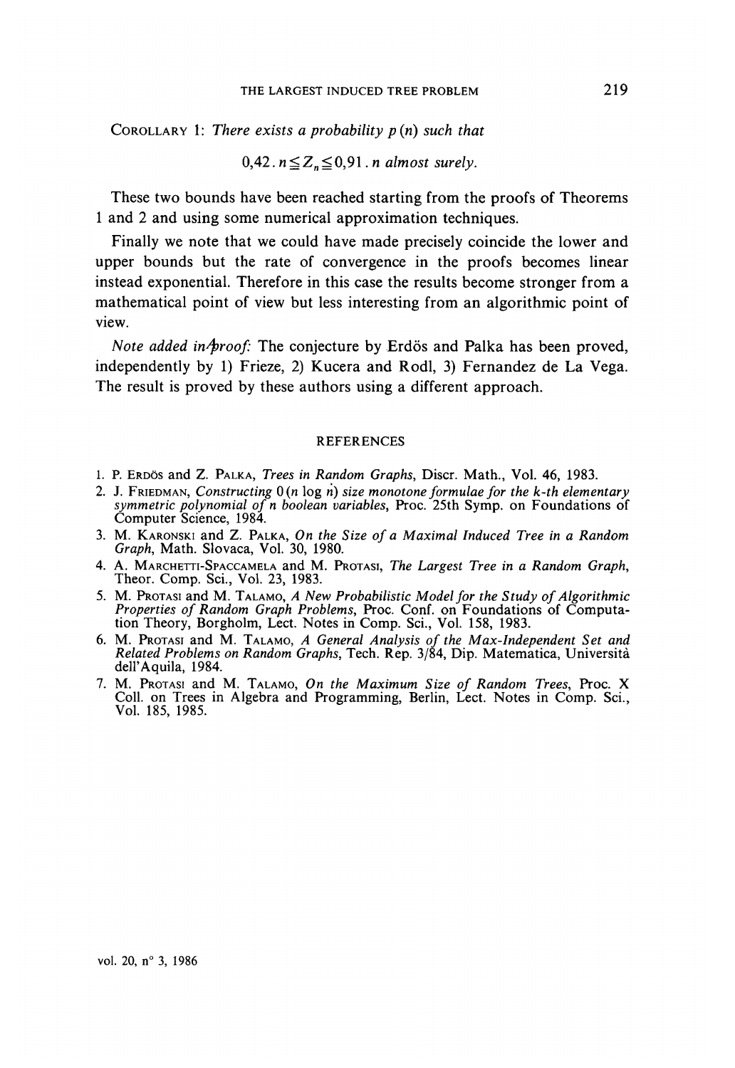COROLLARY 1: *There exists a probability $p(n)$ such that*

$$0{,}42 \,.\, n \leqq Z_n \leqq 0{,}91 \,.\, n \text{ almost surely.}$$

These two bounds have been reached starting from the proofs of Theorems 1 and 2 and using some numerical approximation techniques.

Finally we note that we could have made precisely coincide the lower and upper bounds but the rate of convergence in the proofs becomes linear instead exponential. Therefore in this case the results become stronger from a mathematical point of view but less interesting from an algorithmic point of view.

*Note added in proof:* The conjecture by Erdös and Palka has been proved, independently by 1) Frieze, 2) Kucera and Rodl, 3) Fernandez de La Vega. The result is proved by these authors using a different approach.

## REFERENCES

1. P. ERDÖS and Z. PALKA, *Trees in Random Graphs*, Discr. Math., Vol. 46, 1983.
2. J. FRIEDMAN, *Constructing* $0(n \log n)$ *size monotone formulae for the k-th elementary symmetric polynomial of n boolean variables*, Proc. 25th Symp. on Foundations of Computer Science, 1984.
3. M. KARONSKI and Z. PALKA, *On the Size of a Maximal Induced Tree in a Random Graph*, Math. Slovaca, Vol. 30, 1980.
4. A. MARCHETTI-SPACCAMELA and M. PROTASI, *The Largest Tree in a Random Graph*, Theor. Comp. Sci., Vol. 23, 1983.
5. M. PROTASI and M. TALAMO, *A New Probabilistic Model for the Study of Algorithmic Properties of Random Graph Problems*, Proc. Conf. on Foundations of Computation Theory, Borgholm, Lect. Notes in Comp. Sci., Vol. 158, 1983.
6. M. PROTASI and M. TALAMO, *A General Analysis of the Max-Independent Set and Related Problems on Random Graphs*, Tech. Rep. 3/84, Dip. Matematica, Università dell'Aquila, 1984.
7. M. PROTASI and M. TALAMO, *On the Maximum Size of Random Trees*, Proc. X Coll. on Trees in Algebra and Programming, Berlin, Lect. Notes in Comp. Sci., Vol. 185, 1985.